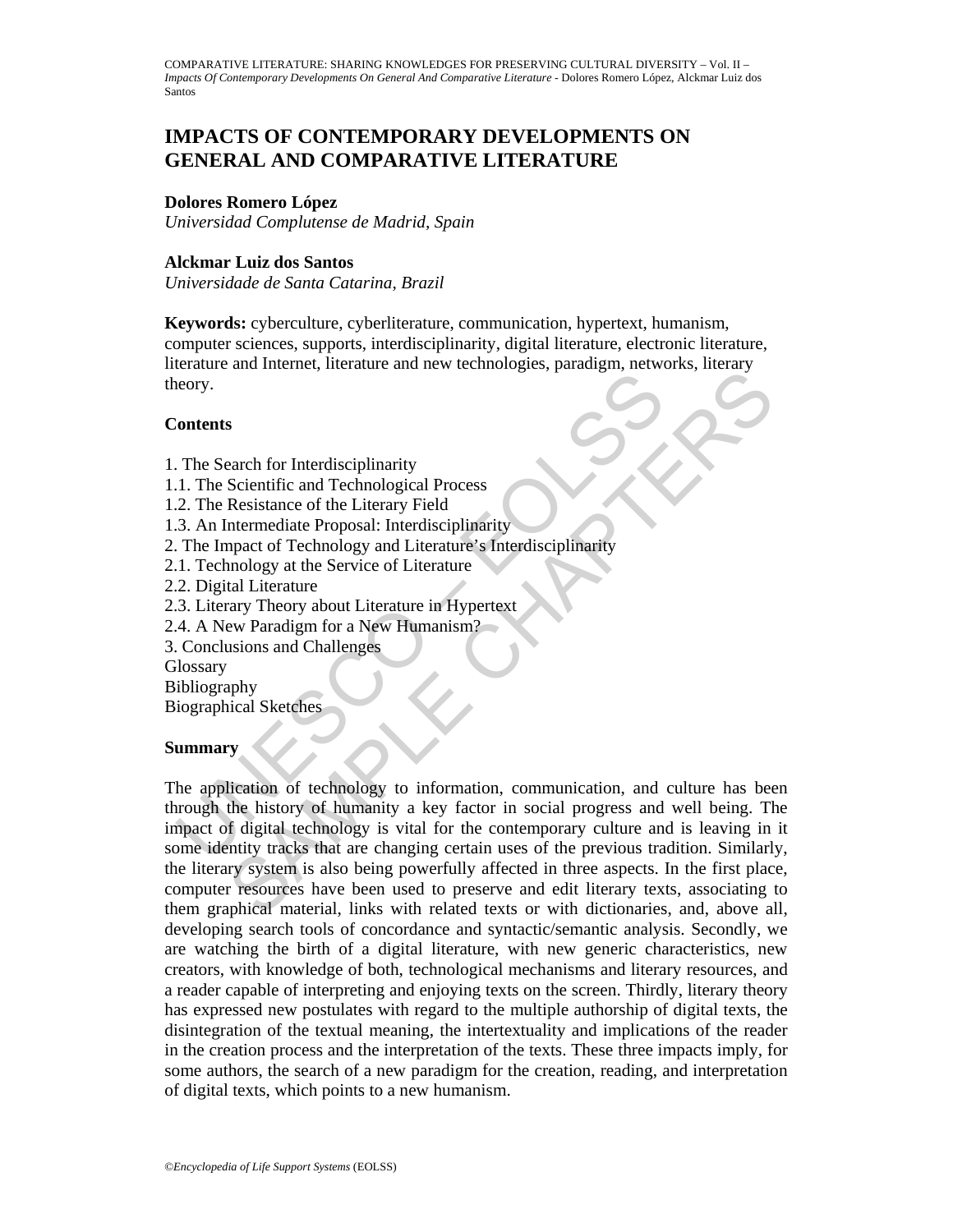# IMPACTS OF CONTEMPORARY DEVELOPMENTS ON GENERAL AND COMPARATIVE LITERATURE

**Dolores Romero López**
*Universidad Complutense de Madrid, Spain*

**Alckmar Luiz dos Santos**
*Universidade de Santa Catarina, Brazil*

**Keywords:** cyberculture, cyberliterature, communication, hypertext, humanism, computer sciences, supports, interdisciplinarity, digital literature, electronic literature, literature and Internet, literature and new technologies, paradigm, networks, literary theory.

## Contents

1. The Search for Interdisciplinarity
1.1. The Scientific and Technological Process
1.2. The Resistance of the Literary Field
1.3. An Intermediate Proposal: Interdisciplinarity
2. The Impact of Technology and Literature's Interdisciplinarity
2.1. Technology at the Service of Literature
2.2. Digital Literature
2.3. Literary Theory about Literature in Hypertext
2.4. A New Paradigm for a New Humanism?
3. Conclusions and Challenges
Glossary
Bibliography
Biographical Sketches

## Summary

The application of technology to information, communication, and culture has been through the history of humanity a key factor in social progress and well being. The impact of digital technology is vital for the contemporary culture and is leaving in it some identity tracks that are changing certain uses of the previous tradition. Similarly, the literary system is also being powerfully affected in three aspects. In the first place, computer resources have been used to preserve and edit literary texts, associating to them graphical material, links with related texts or with dictionaries, and, above all, developing search tools of concordance and syntactic/semantic analysis. Secondly, we are watching the birth of a digital literature, with new generic characteristics, new creators, with knowledge of both, technological mechanisms and literary resources, and a reader capable of interpreting and enjoying texts on the screen. Thirdly, literary theory has expressed new postulates with regard to the multiple authorship of digital texts, the disintegration of the textual meaning, the intertextuality and implications of the reader in the creation process and the interpretation of the texts. These three impacts imply, for some authors, the search of a new paradigm for the creation, reading, and interpretation of digital texts, which points to a new humanism.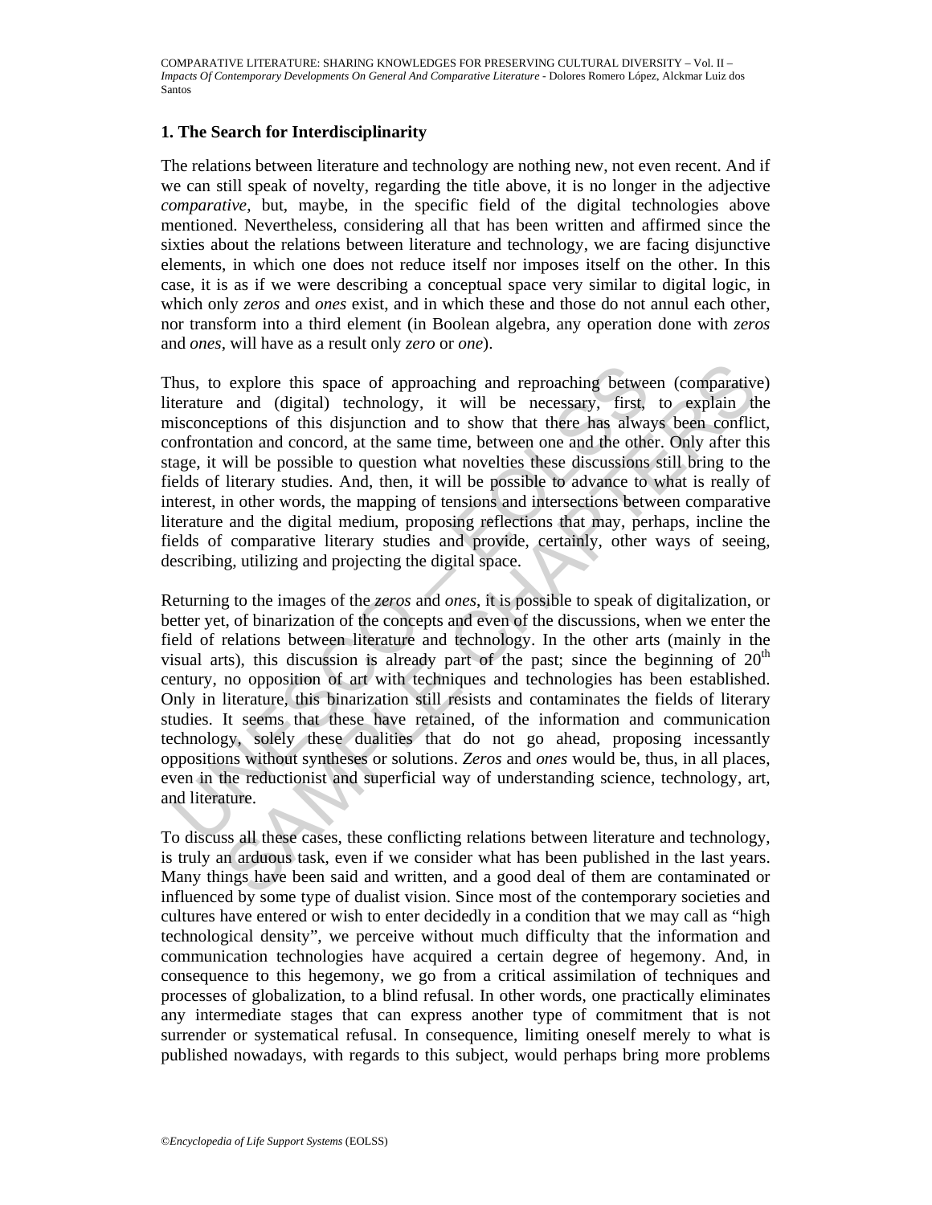## 1. The Search for Interdisciplinarity

The relations between literature and technology are nothing new, not even recent. And if we can still speak of novelty, regarding the title above, it is no longer in the adjective *comparative*, but, maybe, in the specific field of the digital technologies above mentioned. Nevertheless, considering all that has been written and affirmed since the sixties about the relations between literature and technology, we are facing disjunctive elements, in which one does not reduce itself nor imposes itself on the other. In this case, it is as if we were describing a conceptual space very similar to digital logic, in which only *zeros* and *ones* exist, and in which these and those do not annul each other, nor transform into a third element (in Boolean algebra, any operation done with *zeros* and *ones*, will have as a result only *zero* or *one*).

Thus, to explore this space of approaching and reproaching between (comparative) literature and (digital) technology, it will be necessary, first, to explain the misconceptions of this disjunction and to show that there has always been conflict, confrontation and concord, at the same time, between one and the other. Only after this stage, it will be possible to question what novelties these discussions still bring to the fields of literary studies. And, then, it will be possible to advance to what is really of interest, in other words, the mapping of tensions and intersections between comparative literature and the digital medium, proposing reflections that may, perhaps, incline the fields of comparative literary studies and provide, certainly, other ways of seeing, describing, utilizing and projecting the digital space.

Returning to the images of the *zeros* and *ones*, it is possible to speak of digitalization, or better yet, of binarization of the concepts and even of the discussions, when we enter the field of relations between literature and technology. In the other arts (mainly in the visual arts), this discussion is already part of the past; since the beginning of 20th century, no opposition of art with techniques and technologies has been established. Only in literature, this binarization still resists and contaminates the fields of literary studies. It seems that these have retained, of the information and communication technology, solely these dualities that do not go ahead, proposing incessantly oppositions without syntheses or solutions. *Zeros* and *ones* would be, thus, in all places, even in the reductionist and superficial way of understanding science, technology, art, and literature.

To discuss all these cases, these conflicting relations between literature and technology, is truly an arduous task, even if we consider what has been published in the last years. Many things have been said and written, and a good deal of them are contaminated or influenced by some type of dualist vision. Since most of the contemporary societies and cultures have entered or wish to enter decidedly in a condition that we may call as "high technological density", we perceive without much difficulty that the information and communication technologies have acquired a certain degree of hegemony. And, in consequence to this hegemony, we go from a critical assimilation of techniques and processes of globalization, to a blind refusal. In other words, one practically eliminates any intermediate stages that can express another type of commitment that is not surrender or systematical refusal. In consequence, limiting oneself merely to what is published nowadays, with regards to this subject, would perhaps bring more problems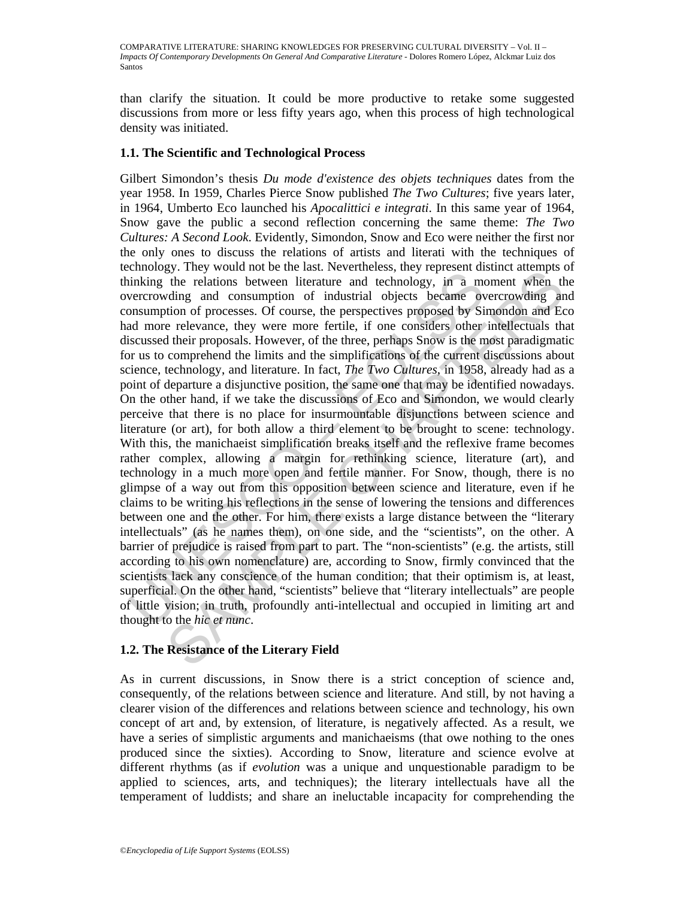than clarify the situation. It could be more productive to retake some suggested discussions from more or less fifty years ago, when this process of high technological density was initiated.

### 1.1. The Scientific and Technological Process

Gilbert Simondon's thesis *Du mode d'existence des objets techniques* dates from the year 1958. In 1959, Charles Pierce Snow published *The Two Cultures*; five years later, in 1964, Umberto Eco launched his *Apocalittici e integrati*. In this same year of 1964, Snow gave the public a second reflection concerning the same theme: *The Two Cultures: A Second Look*. Evidently, Simondon, Snow and Eco were neither the first nor the only ones to discuss the relations of artists and literati with the techniques of technology. They would not be the last. Nevertheless, they represent distinct attempts of thinking the relations between literature and technology, in a moment when the overcrowding and consumption of industrial objects became overcrowding and consumption of processes. Of course, the perspectives proposed by Simondon and Eco had more relevance, they were more fertile, if one considers other intellectuals that discussed their proposals. However, of the three, perhaps Snow is the most paradigmatic for us to comprehend the limits and the simplifications of the current discussions about science, technology, and literature. In fact, *The Two Cultures*, in 1958, already had as a point of departure a disjunctive position, the same one that may be identified nowadays. On the other hand, if we take the discussions of Eco and Simondon, we would clearly perceive that there is no place for insurmountable disjunctions between science and literature (or art), for both allow a third element to be brought to scene: technology. With this, the manichaeist simplification breaks itself and the reflexive frame becomes rather complex, allowing a margin for rethinking science, literature (art), and technology in a much more open and fertile manner. For Snow, though, there is no glimpse of a way out from this opposition between science and literature, even if he claims to be writing his reflections in the sense of lowering the tensions and differences between one and the other. For him, there exists a large distance between the "literary intellectuals" (as he names them), on one side, and the "scientists", on the other. A barrier of prejudice is raised from part to part. The "non-scientists" (e.g. the artists, still according to his own nomenclature) are, according to Snow, firmly convinced that the scientists lack any conscience of the human condition; that their optimism is, at least, superficial. On the other hand, "scientists" believe that "literary intellectuals" are people of little vision; in truth, profoundly anti-intellectual and occupied in limiting art and thought to the *hic et nunc*.

### 1.2. The Resistance of the Literary Field

As in current discussions, in Snow there is a strict conception of science and, consequently, of the relations between science and literature. And still, by not having a clearer vision of the differences and relations between science and technology, his own concept of art and, by extension, of literature, is negatively affected. As a result, we have a series of simplistic arguments and manichaeisms (that owe nothing to the ones produced since the sixties). According to Snow, literature and science evolve at different rhythms (as if *evolution* was a unique and unquestionable paradigm to be applied to sciences, arts, and techniques); the literary intellectuals have all the temperament of luddists; and share an ineluctable incapacity for comprehending the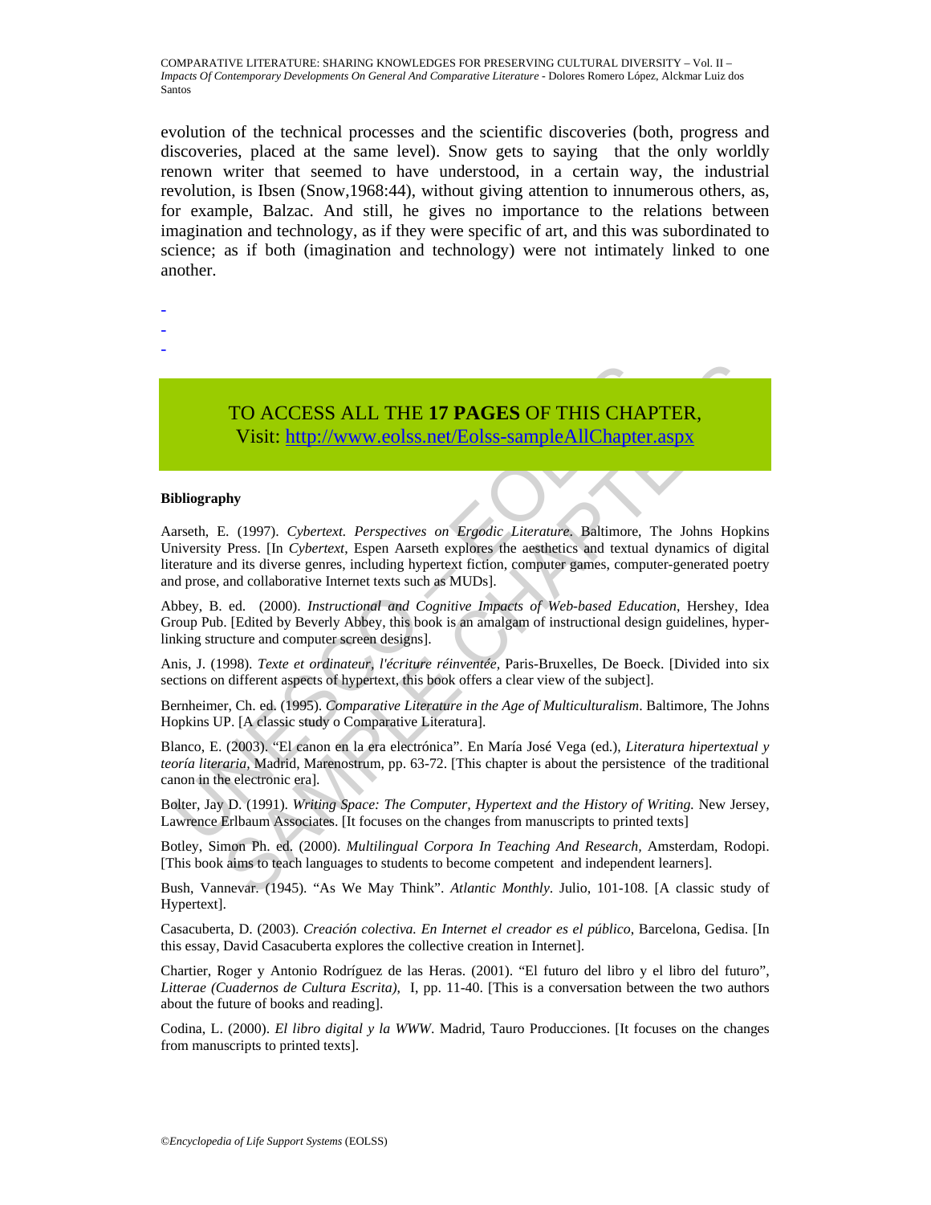evolution of the technical processes and the scientific discoveries (both, progress and discoveries, placed at the same level). Snow gets to saying that the only worldly renown writer that seemed to have understood, in a certain way, the industrial revolution, is Ibsen (Snow,1968:44), without giving attention to innumerous others, as, for example, Balzac. And still, he gives no importance to the relations between imagination and technology, as if they were specific of art, and this was subordinated to science; as if both (imagination and technology) were not intimately linked to one another.

-
-
-

TO ACCESS ALL THE **17 PAGES** OF THIS CHAPTER,
Visit: http://www.eolss.net/Eolss-sampleAllChapter.aspx

**Bibliography**

Aarseth, E. (1997). *Cybertext. Perspectives on Ergodic Literature*. Baltimore, The Johns Hopkins University Press. [In *Cybertext*, Espen Aarseth explores the aesthetics and textual dynamics of digital literature and its diverse genres, including hypertext fiction, computer games, computer-generated poetry and prose, and collaborative Internet texts such as MUDs].

Abbey, B. ed. (2000). *Instructional and Cognitive Impacts of Web-based Education*, Hershey, Idea Group Pub. [Edited by Beverly Abbey, this book is an amalgam of instructional design guidelines, hyper-linking structure and computer screen designs].

Anis, J. (1998). *Texte et ordinateur, l'écriture réinventée,* Paris-Bruxelles, De Boeck. [Divided into six sections on different aspects of hypertext, this book offers a clear view of the subject].

Bernheimer, Ch. ed. (1995). *Comparative Literature in the Age of Multiculturalism*. Baltimore, The Johns Hopkins UP. [A classic study o Comparative Literatura].

Blanco, E. (2003). "El canon en la era electrónica". En María José Vega (ed.), *Literatura hipertextual y teoría literaria*, Madrid, Marenostrum, pp. 63-72. [This chapter is about the persistence of the traditional canon in the electronic era].

Bolter, Jay D. (1991). *Writing Space: The Computer, Hypertext and the History of Writing.* New Jersey, Lawrence Erlbaum Associates. [It focuses on the changes from manuscripts to printed texts]

Botley, Simon Ph. ed. (2000). *Multilingual Corpora In Teaching And Research,* Amsterdam, Rodopi. [This book aims to teach languages to students to become competent and independent learners].

Bush, Vannevar. (1945). "As We May Think". *Atlantic Monthly*. Julio, 101-108. [A classic study of Hypertext].

Casacuberta, D. (2003). *Creación colectiva. En Internet el creador es el público*, Barcelona, Gedisa. [In this essay, David Casacuberta explores the collective creation in Internet].

Chartier, Roger y Antonio Rodríguez de las Heras. (2001). "El futuro del libro y el libro del futuro", *Litterae (Cuadernos de Cultura Escrita)*, I, pp. 11-40. [This is a conversation between the two authors about the future of books and reading].

Codina, L. (2000). *El libro digital y la WWW*. Madrid, Tauro Producciones. [It focuses on the changes from manuscripts to printed texts].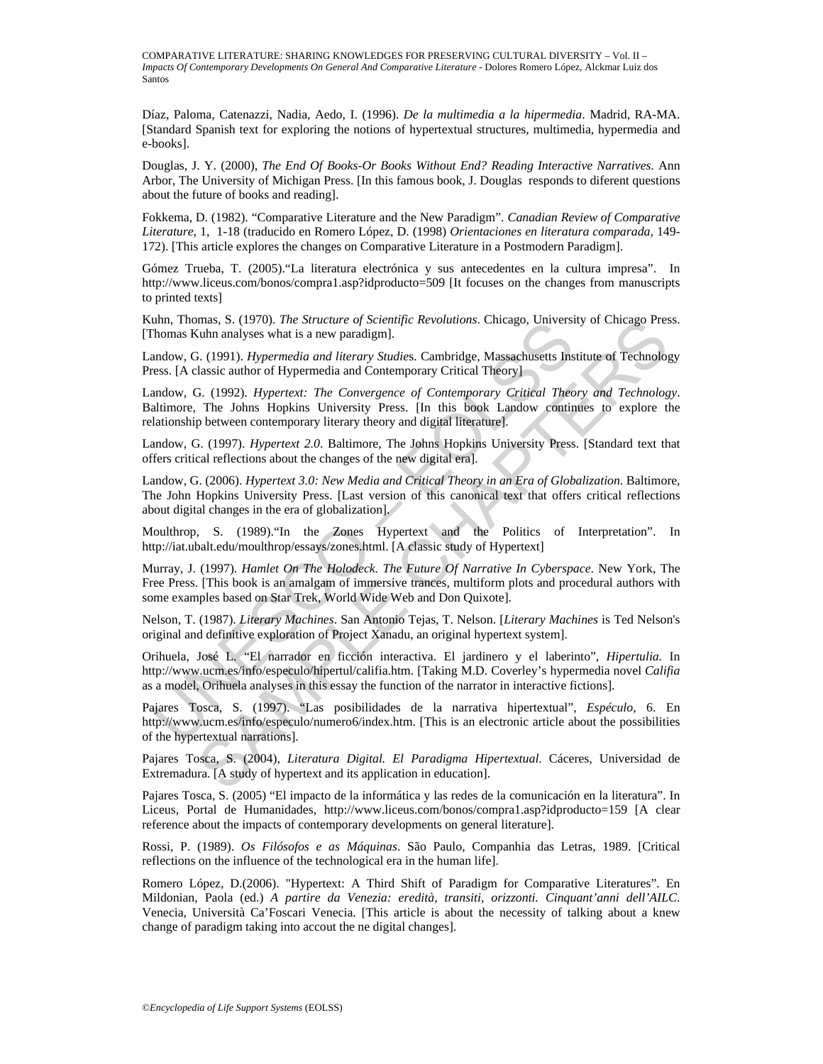Díaz, Paloma, Catenazzi, Nadia, Aedo, I. (1996). *De la multimedia a la hipermedia*. Madrid, RA-MA. [Standard Spanish text for exploring the notions of hypertextual structures, multimedia, hypermedia and e-books].

Douglas, J. Y. (2000), *The End Of Books-Or Books Without End? Reading Interactive Narratives*. Ann Arbor, The University of Michigan Press. [In this famous book, J. Douglas responds to diferent questions about the future of books and reading].

Fokkema, D. (1982). "Comparative Literature and the New Paradigm". *Canadian Review of Comparative Literature*, 1, 1-18 (traducido en Romero López, D. (1998) *Orientaciones en literatura comparada,* 149-172). [This article explores the changes on Comparative Literature in a Postmodern Paradigm].

Gómez Trueba, T. (2005)."La literatura electrónica y sus antecedentes en la cultura impresa". In http://www.liceus.com/bonos/compra1.asp?idproducto=509 [It focuses on the changes from manuscripts to printed texts]

Kuhn, Thomas, S. (1970). *The Structure of Scientific Revolutions*. Chicago, University of Chicago Press. [Thomas Kuhn analyses what is a new paradigm].

Landow, G. (1991). *Hypermedia and literary Studies*. Cambridge, Massachusetts Institute of Technology Press. [A classic author of Hypermedia and Contemporary Critical Theory]

Landow, G. (1992). *Hypertext: The Convergence of Contemporary Critical Theory and Technology*. Baltimore, The Johns Hopkins University Press. [In this book Landow continues to explore the relationship between contemporary literary theory and digital literature].

Landow, G. (1997). *Hypertext 2.0*. Baltimore, The Johns Hopkins University Press. [Standard text that offers critical reflections about the changes of the new digital era].

Landow, G. (2006). *Hypertext 3.0: New Media and Critical Theory in an Era of Globalization*. Baltimore, The John Hopkins University Press. [Last version of this canonical text that offers critical reflections about digital changes in the era of globalization].

Moulthrop, S. (1989)."In the Zones Hypertext and the Politics of Interpretation". In http://iat.ubalt.edu/moulthrop/essays/zones.html. [A classic study of Hypertext]

Murray, J. (1997). *Hamlet On The Holodeck. The Future Of Narrative In Cyberspace*. New York, The Free Press. [This book is an amalgam of immersive trances, multiform plots and procedural authors with some examples based on Star Trek, World Wide Web and Don Quixote].

Nelson, T. (1987). *Literary Machines*. San Antonio Tejas, T. Nelson. [*Literary Machines* is Ted Nelson's original and definitive exploration of Project Xanadu, an original hypertext system].

Orihuela, José L. "El narrador en ficción interactiva. El jardinero y el laberinto", *Hipertulia.* In http://www.ucm.es/info/especulo/hipertul/califia.htm. [Taking M.D. Coverley's hypermedia novel *Califia* as a model, Orihuela analyses in this essay the function of the narrator in interactive fictions].

Pajares Tosca, S. (1997). "Las posibilidades de la narrativa hipertextual", *Espéculo*, 6. En http://www.ucm.es/info/especulo/numero6/index.htm. [This is an electronic article about the possibilities of the hypertextual narrations].

Pajares Tosca, S. (2004), *Literatura Digital. El Paradigma Hipertextual*. Cáceres, Universidad de Extremadura. [A study of hypertext and its application in education].

Pajares Tosca, S. (2005) "El impacto de la informática y las redes de la comunicación en la literatura". In Liceus, Portal de Humanidades, http://www.liceus.com/bonos/compra1.asp?idproducto=159 [A clear reference about the impacts of contemporary developments on general literature].

Rossi, P. (1989). *Os Filósofos e as Máquinas*. São Paulo, Companhia das Letras, 1989. [Critical reflections on the influence of the technological era in the human life].

Romero López, D.(2006). "Hypertext: A Third Shift of Paradigm for Comparative Literatures". En Mildonian, Paola (ed.) *A partire da Venezia: eredità, transiti, orizzonti. Cinquant'anni dell'AILC*. Venecia, Università Ca'Foscari Venecia. [This article is about the necessity of talking about a knew change of paradigm taking into accout the ne digital changes].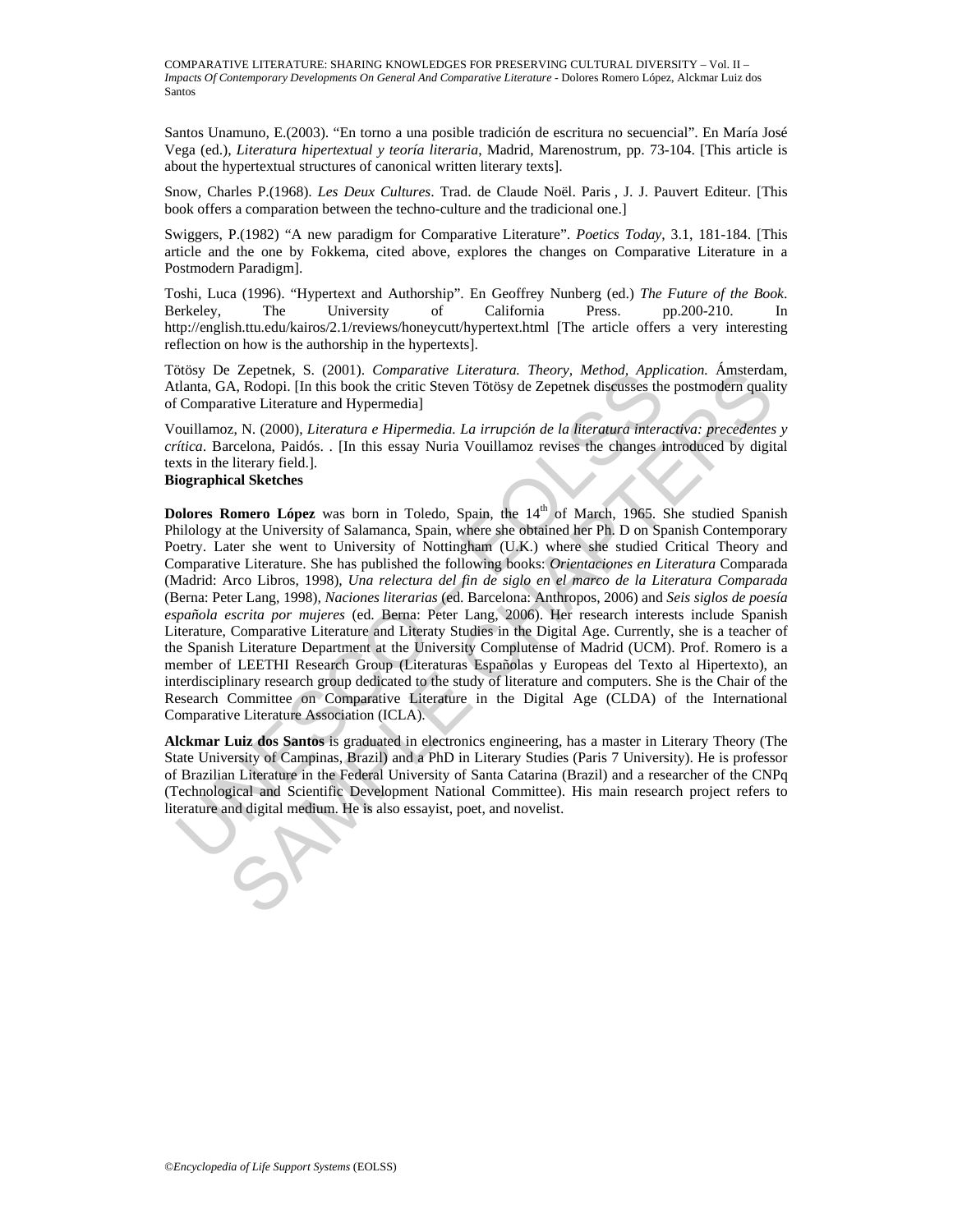Santos Unamuno, E.(2003). "En torno a una posible tradición de escritura no secuencial". En María José Vega (ed.), *Literatura hipertextual y teoría literaria*, Madrid, Marenostrum, pp. 73-104. [This article is about the hypertextual structures of canonical written literary texts].

Snow, Charles P.(1968). *Les Deux Cultures*. Trad. de Claude Noël. Paris , J. J. Pauvert Editeur. [This book offers a comparation between the techno-culture and the tradicional one.]

Swiggers, P.(1982) "A new paradigm for Comparative Literature". *Poetics Today*, 3.1, 181-184. [This article and the one by Fokkema, cited above, explores the changes on Comparative Literature in a Postmodern Paradigm].

Toshi, Luca (1996). "Hypertext and Authorship". En Geoffrey Nunberg (ed.) *The Future of the Book*. Berkeley, The University of California Press. pp.200-210. In http://english.ttu.edu/kairos/2.1/reviews/honeycutt/hypertext.html [The article offers a very interesting reflection on how is the authorship in the hypertexts].

Tötösy De Zepetnek, S. (2001). *Comparative Literatura. Theory, Method, Application.* Ámsterdam, Atlanta, GA, Rodopi. [In this book the critic Steven Tötösy de Zepetnek discusses the postmodern quality of Comparative Literature and Hypermedia]

Vouillamoz, N. (2000), *Literatura e Hipermedia. La irrupción de la literatura interactiva: precedentes y crítica*. Barcelona, Paidós. . [In this essay Nuria Vouillamoz revises the changes introduced by digital texts in the literary field.].

**Biographical Sketches**

**Dolores Romero López** was born in Toledo, Spain, the 14th of March, 1965. She studied Spanish Philology at the University of Salamanca, Spain, where she obtained her Ph. D on Spanish Contemporary Poetry. Later she went to University of Nottingham (U.K.) where she studied Critical Theory and Comparative Literature. She has published the following books: *Orientaciones en Literatura* Comparada (Madrid: Arco Libros, 1998), *Una relectura del fin de siglo en el marco de la Literatura Comparada* (Berna: Peter Lang, 1998), *Naciones literarias* (ed. Barcelona: Anthropos, 2006) and *Seis siglos de poesía española escrita por mujeres* (ed. Berna: Peter Lang, 2006). Her research interests include Spanish Literature, Comparative Literature and Literaty Studies in the Digital Age. Currently, she is a teacher of the Spanish Literature Department at the University Complutense of Madrid (UCM). Prof. Romero is a member of LEETHI Research Group (Literaturas Españolas y Europeas del Texto al Hipertexto), an interdisciplinary research group dedicated to the study of literature and computers. She is the Chair of the Research Committee on Comparative Literature in the Digital Age (CLDA) of the International Comparative Literature Association (ICLA).

**Alckmar Luiz dos Santos** is graduated in electronics engineering, has a master in Literary Theory (The State University of Campinas, Brazil) and a PhD in Literary Studies (Paris 7 University). He is professor of Brazilian Literature in the Federal University of Santa Catarina (Brazil) and a researcher of the CNPq (Technological and Scientific Development National Committee). His main research project refers to literature and digital medium. He is also essayist, poet, and novelist.